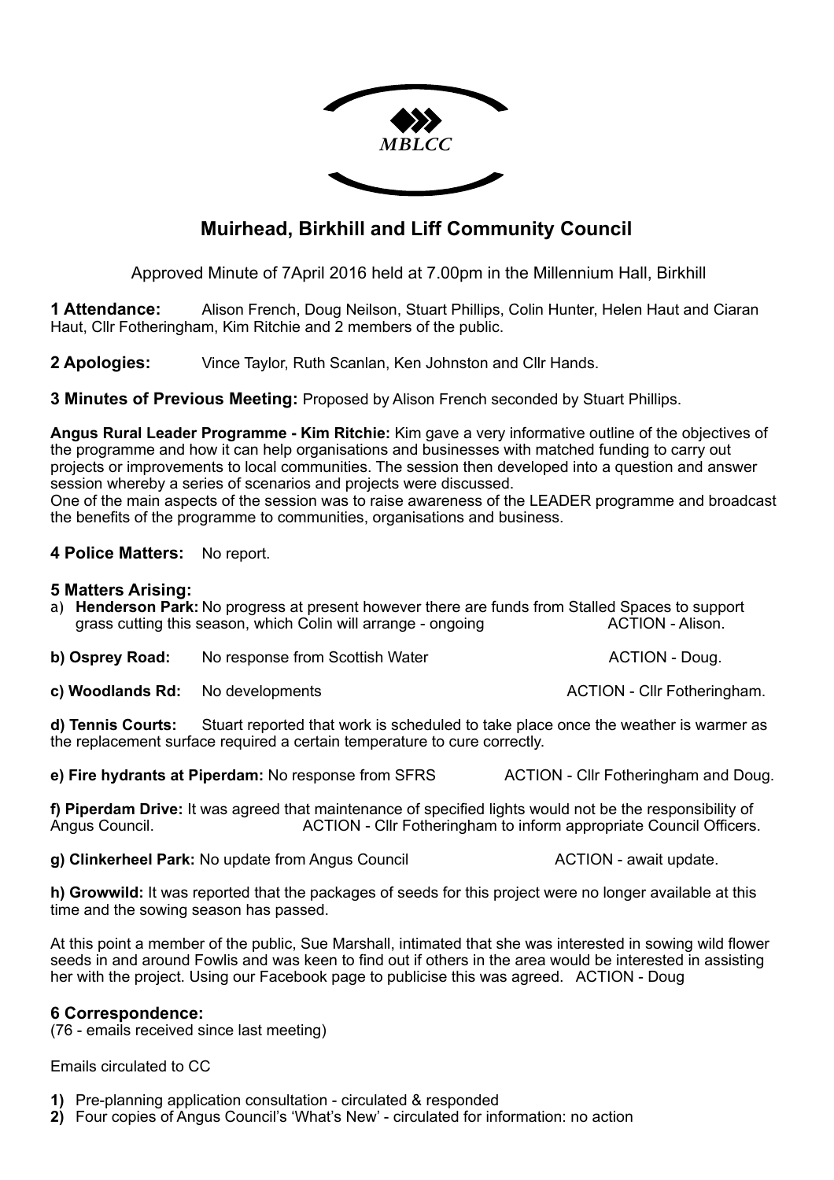MBLCC

# Muirhead, Birkhill and Liff Community Council

Approved Minute of 7April 2016 held at 7.00pm in the Millennium Hall, Birkhill

**1 Attendance:** Alison French, Doug Neilson, Stuart Phillips, Colin Hunter, Helen Haut and Ciaran Haut, Cllr Fotheringham, Kim Ritchie and 2 members of the public.

**2 Apologies:** Vince Taylor, Ruth Scanlan, Ken Johnston and Cllr Hands.

**3 Minutes of Previous Meeting:** Proposed by Alison French seconded by Stuart Phillips.

**Angus Rural Leader Programme - Kim Ritchie:** Kim gave a very informative outline of the objectives of the programme and how it can help organisations and businesses with matched funding to carry out projects or improvements to local communities. The session then developed into a question and answer session whereby a series of scenarios and projects were discussed.
One of the main aspects of the session was to raise awareness of the LEADER programme and broadcast the benefits of the programme to communities, organisations and business.

**4 Police Matters:** No report.

**5 Matters Arising:**

a) **Henderson Park:** No progress at present however there are funds from Stalled Spaces to support grass cutting this season, which Colin will arrange - ongoing ACTION - Alison.

**b) Osprey Road:** No response from Scottish Water ACTION - Doug.

**c) Woodlands Rd:** No developments ACTION - Cllr Fotheringham.

**d) Tennis Courts:** Stuart reported that work is scheduled to take place once the weather is warmer as the replacement surface required a certain temperature to cure correctly.

**e) Fire hydrants at Piperdam:** No response from SFRS ACTION - Cllr Fotheringham and Doug.

**f) Piperdam Drive:** It was agreed that maintenance of specified lights would not be the responsibility of Angus Council. ACTION - Cllr Fotheringham to inform appropriate Council Officers.

**g) Clinkerheel Park:** No update from Angus Council ACTION - await update.

**h) Growwild:** It was reported that the packages of seeds for this project were no longer available at this time and the sowing season has passed.

At this point a member of the public, Sue Marshall, intimated that she was interested in sowing wild flower seeds in and around Fowlis and was keen to find out if others in the area would be interested in assisting her with the project. Using our Facebook page to publicise this was agreed. ACTION - Doug

**6 Correspondence:**
(76 - emails received since last meeting)

Emails circulated to CC

1) Pre-planning application consultation - circulated & responded
2) Four copies of Angus Council's 'What's New' - circulated for information: no action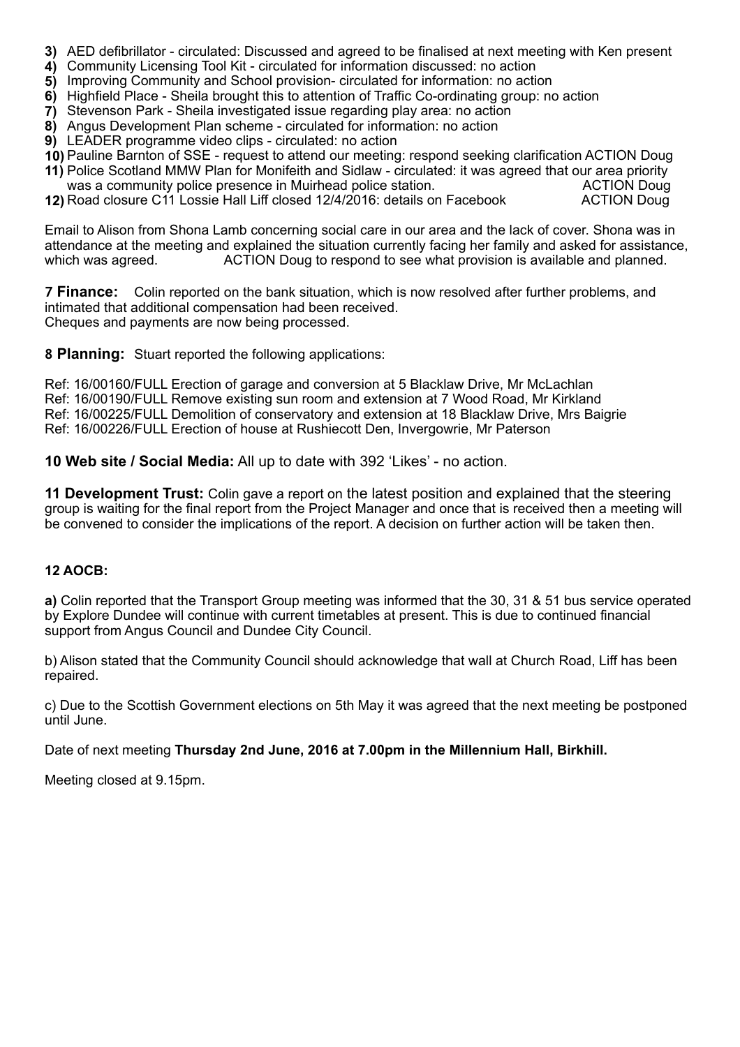3) AED defibrillator - circulated: Discussed and agreed to be finalised at next meeting with Ken present
4) Community Licensing Tool Kit - circulated for information discussed: no action
5) Improving Community and School provision- circulated for information: no action
6) Highfield Place - Sheila brought this to attention of Traffic Co-ordinating group: no action
7) Stevenson Park - Sheila investigated issue regarding play area: no action
8) Angus Development Plan scheme - circulated for information: no action
9) LEADER programme video clips - circulated: no action
10) Pauline Barnton of SSE - request to attend our meeting: respond seeking clarification ACTION Doug
11) Police Scotland MMW Plan for Monifeith and Sidlaw - circulated: it was agreed that our area priority was a community police presence in Muirhead police station. ACTION Doug
12) Road closure C11 Lossie Hall Liff closed 12/4/2016: details on Facebook ACTION Doug

Email to Alison from Shona Lamb concerning social care in our area and the lack of cover. Shona was in attendance at the meeting and explained the situation currently facing her family and asked for assistance, which was agreed. ACTION Doug to respond to see what provision is available and planned.

**7 Finance:** Colin reported on the bank situation, which is now resolved after further problems, and intimated that additional compensation had been received.
Cheques and payments are now being processed.

**8 Planning:** Stuart reported the following applications:

Ref: 16/00160/FULL Erection of garage and conversion at 5 Blacklaw Drive, Mr McLachlan
Ref: 16/00190/FULL Remove existing sun room and extension at 7 Wood Road, Mr Kirkland
Ref: 16/00225/FULL Demolition of conservatory and extension at 18 Blacklaw Drive, Mrs Baigrie
Ref: 16/00226/FULL Erection of house at Rushiecott Den, Invergowrie, Mr Paterson

**10 Web site / Social Media:** All up to date with 392 'Likes' - no action.

**11 Development Trust:** Colin gave a report on the latest position and explained that the steering group is waiting for the final report from the Project Manager and once that is received then a meeting will be convened to consider the implications of the report. A decision on further action will be taken then.

**12 AOCB:**

**a)** Colin reported that the Transport Group meeting was informed that the 30, 31 & 51 bus service operated by Explore Dundee will continue with current timetables at present. This is due to continued financial support from Angus Council and Dundee City Council.

b) Alison stated that the Community Council should acknowledge that wall at Church Road, Liff has been repaired.

c) Due to the Scottish Government elections on 5th May it was agreed that the next meeting be postponed until June.

Date of next meeting **Thursday 2nd June, 2016 at 7.00pm in the Millennium Hall, Birkhill.**

Meeting closed at 9.15pm.